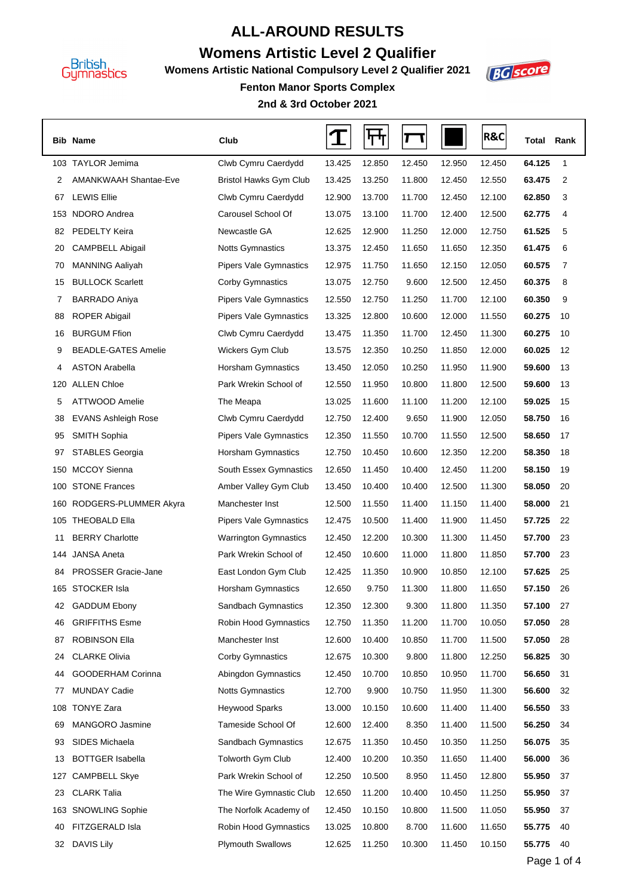# ALL-AROUND RESULTS

## Womens Artistic Level 2 Qualifier

**Womens Artistic National Compulsory Level 2 Qualifier 2021**

**Fenton Manor Sports Complex**

**2nd & 3rd October 2021**

| Bib | Name | Club | Vault | Bars | Beam | Floor | R&C | Total | Rank |
|---|---|---|---|---|---|---|---|---|---|
| 103 | TAYLOR Jemima | Clwb Cymru Caerdydd | 13.425 | 12.850 | 12.450 | 12.950 | 12.450 | **64.125** | 1 |
| 2 | AMANKWAAH Shantae-Eve | Bristol Hawks Gym Club | 13.425 | 13.250 | 11.800 | 12.450 | 12.550 | **63.475** | 2 |
| 67 | LEWIS Ellie | Clwb Cymru Caerdydd | 12.900 | 13.700 | 11.700 | 12.450 | 12.100 | **62.850** | 3 |
| 153 | NDORO Andrea | Carousel School Of | 13.075 | 13.100 | 11.700 | 12.400 | 12.500 | **62.775** | 4 |
| 82 | PEDELTY Keira | Newcastle GA | 12.625 | 12.900 | 11.250 | 12.000 | 12.750 | **61.525** | 5 |
| 20 | CAMPBELL Abigail | Notts Gymnastics | 13.375 | 12.450 | 11.650 | 11.650 | 12.350 | **61.475** | 6 |
| 70 | MANNING Aaliyah | Pipers Vale Gymnastics | 12.975 | 11.750 | 11.650 | 12.150 | 12.050 | **60.575** | 7 |
| 15 | BULLOCK Scarlett | Corby Gymnastics | 13.075 | 12.750 | 9.600 | 12.500 | 12.450 | **60.375** | 8 |
| 7 | BARRADO Aniya | Pipers Vale Gymnastics | 12.550 | 12.750 | 11.250 | 11.700 | 12.100 | **60.350** | 9 |
| 88 | ROPER Abigail | Pipers Vale Gymnastics | 13.325 | 12.800 | 10.600 | 12.000 | 11.550 | **60.275** | 10 |
| 16 | BURGUM Ffion | Clwb Cymru Caerdydd | 13.475 | 11.350 | 11.700 | 12.450 | 11.300 | **60.275** | 10 |
| 9 | BEADLE-GATES Amelie | Wickers Gym Club | 13.575 | 12.350 | 10.250 | 11.850 | 12.000 | **60.025** | 12 |
| 4 | ASTON Arabella | Horsham Gymnastics | 13.450 | 12.050 | 10.250 | 11.950 | 11.900 | **59.600** | 13 |
| 120 | ALLEN Chloe | Park Wrekin School of | 12.550 | 11.950 | 10.800 | 11.800 | 12.500 | **59.600** | 13 |
| 5 | ATTWOOD Amelie | The Meapa | 13.025 | 11.600 | 11.100 | 11.200 | 12.100 | **59.025** | 15 |
| 38 | EVANS Ashleigh Rose | Clwb Cymru Caerdydd | 12.750 | 12.400 | 9.650 | 11.900 | 12.050 | **58.750** | 16 |
| 95 | SMITH Sophia | Pipers Vale Gymnastics | 12.350 | 11.550 | 10.700 | 11.550 | 12.500 | **58.650** | 17 |
| 97 | STABLES Georgia | Horsham Gymnastics | 12.750 | 10.450 | 10.600 | 12.350 | 12.200 | **58.350** | 18 |
| 150 | MCCOY Sienna | South Essex Gymnastics | 12.650 | 11.450 | 10.400 | 12.450 | 11.200 | **58.150** | 19 |
| 100 | STONE Frances | Amber Valley Gym Club | 13.450 | 10.400 | 10.400 | 12.500 | 11.300 | **58.050** | 20 |
| 160 | RODGERS-PLUMMER Akyra | Manchester Inst | 12.500 | 11.550 | 11.400 | 11.150 | 11.400 | **58.000** | 21 |
| 105 | THEOBALD Ella | Pipers Vale Gymnastics | 12.475 | 10.500 | 11.400 | 11.900 | 11.450 | **57.725** | 22 |
| 11 | BERRY Charlotte | Warrington Gymnastics | 12.450 | 12.200 | 10.300 | 11.300 | 11.450 | **57.700** | 23 |
| 144 | JANSA Aneta | Park Wrekin School of | 12.450 | 10.600 | 11.000 | 11.800 | 11.850 | **57.700** | 23 |
| 84 | PROSSER Gracie-Jane | East London Gym Club | 12.425 | 11.350 | 10.900 | 10.850 | 12.100 | **57.625** | 25 |
| 165 | STOCKER Isla | Horsham Gymnastics | 12.650 | 9.750 | 11.300 | 11.800 | 11.650 | **57.150** | 26 |
| 42 | GADDUM Ebony | Sandbach Gymnastics | 12.350 | 12.300 | 9.300 | 11.800 | 11.350 | **57.100** | 27 |
| 46 | GRIFFITHS Esme | Robin Hood Gymnastics | 12.750 | 11.350 | 11.200 | 11.700 | 10.050 | **57.050** | 28 |
| 87 | ROBINSON Ella | Manchester Inst | 12.600 | 10.400 | 10.850 | 11.700 | 11.500 | **57.050** | 28 |
| 24 | CLARKE Olivia | Corby Gymnastics | 12.675 | 10.300 | 9.800 | 11.800 | 12.250 | **56.825** | 30 |
| 44 | GOODERHAM Corinna | Abingdon Gymnastics | 12.450 | 10.700 | 10.850 | 10.950 | 11.700 | **56.650** | 31 |
| 77 | MUNDAY Cadie | Notts Gymnastics | 12.700 | 9.900 | 10.750 | 11.950 | 11.300 | **56.600** | 32 |
| 108 | TONYE Zara | Heywood Sparks | 13.000 | 10.150 | 10.600 | 11.400 | 11.400 | **56.550** | 33 |
| 69 | MANGORO Jasmine | Tameside School Of | 12.600 | 12.400 | 8.350 | 11.400 | 11.500 | **56.250** | 34 |
| 93 | SIDES Michaela | Sandbach Gymnastics | 12.675 | 11.350 | 10.450 | 10.350 | 11.250 | **56.075** | 35 |
| 13 | BOTTGER Isabella | Tolworth Gym Club | 12.400 | 10.200 | 10.350 | 11.650 | 11.400 | **56.000** | 36 |
| 127 | CAMPBELL Skye | Park Wrekin School of | 12.250 | 10.500 | 8.950 | 11.450 | 12.800 | **55.950** | 37 |
| 23 | CLARK Talia | The Wire Gymnastic Club | 12.650 | 11.200 | 10.400 | 10.450 | 11.250 | **55.950** | 37 |
| 163 | SNOWLING Sophie | The Norfolk Academy of | 12.450 | 10.150 | 10.800 | 11.500 | 11.050 | **55.950** | 37 |
| 40 | FITZGERALD Isla | Robin Hood Gymnastics | 13.025 | 10.800 | 8.700 | 11.600 | 11.650 | **55.775** | 40 |
| 32 | DAVIS Lily | Plymouth Swallows | 12.625 | 11.250 | 10.300 | 11.450 | 10.150 | **55.775** | 40 |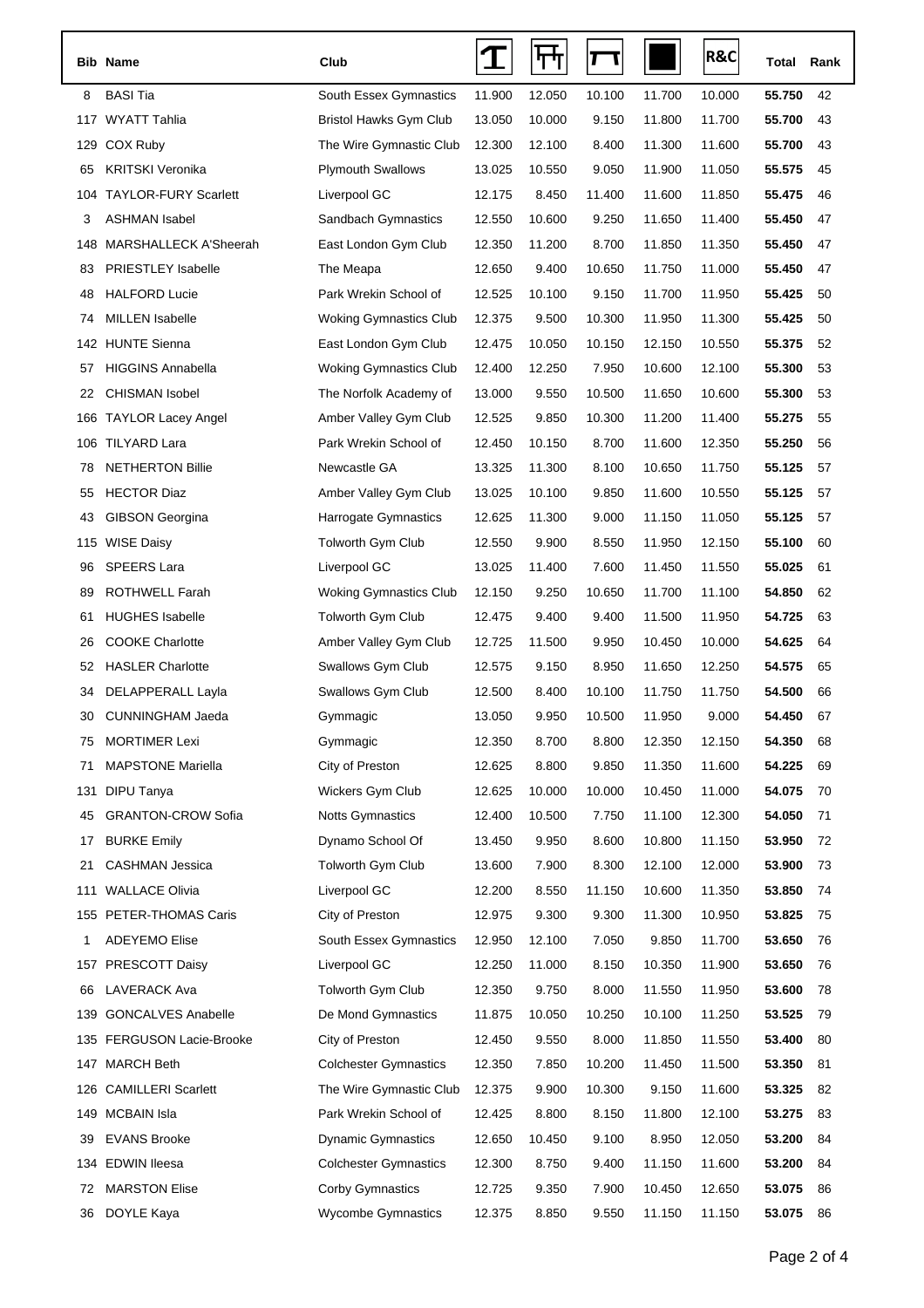| Bib | Name | Club | | | | | R&C | Total | Rank |
|---|---|---|---|---|---|---|---|---|---|
| 8 | BASI Tia | South Essex Gymnastics | 11.900 | 12.050 | 10.100 | 11.700 | 10.000 | **55.750** | 42 |
| 117 | WYATT Tahlia | Bristol Hawks Gym Club | 13.050 | 10.000 | 9.150 | 11.800 | 11.700 | **55.700** | 43 |
| 129 | COX Ruby | The Wire Gymnastic Club | 12.300 | 12.100 | 8.400 | 11.300 | 11.600 | **55.700** | 43 |
| 65 | KRITSKI Veronika | Plymouth Swallows | 13.025 | 10.550 | 9.050 | 11.900 | 11.050 | **55.575** | 45 |
| 104 | TAYLOR-FURY Scarlett | Liverpool GC | 12.175 | 8.450 | 11.400 | 11.600 | 11.850 | **55.475** | 46 |
| 3 | ASHMAN Isabel | Sandbach Gymnastics | 12.550 | 10.600 | 9.250 | 11.650 | 11.400 | **55.450** | 47 |
| 148 | MARSHALLECK A'Sheerah | East London Gym Club | 12.350 | 11.200 | 8.700 | 11.850 | 11.350 | **55.450** | 47 |
| 83 | PRIESTLEY Isabelle | The Meapa | 12.650 | 9.400 | 10.650 | 11.750 | 11.000 | **55.450** | 47 |
| 48 | HALFORD Lucie | Park Wrekin School of | 12.525 | 10.100 | 9.150 | 11.700 | 11.950 | **55.425** | 50 |
| 74 | MILLEN Isabelle | Woking Gymnastics Club | 12.375 | 9.500 | 10.300 | 11.950 | 11.300 | **55.425** | 50 |
| 142 | HUNTE Sienna | East London Gym Club | 12.475 | 10.050 | 10.150 | 12.150 | 10.550 | **55.375** | 52 |
| 57 | HIGGINS Annabella | Woking Gymnastics Club | 12.400 | 12.250 | 7.950 | 10.600 | 12.100 | **55.300** | 53 |
| 22 | CHISMAN Isobel | The Norfolk Academy of | 13.000 | 9.550 | 10.500 | 11.650 | 10.600 | **55.300** | 53 |
| 166 | TAYLOR Lacey Angel | Amber Valley Gym Club | 12.525 | 9.850 | 10.300 | 11.200 | 11.400 | **55.275** | 55 |
| 106 | TILYARD Lara | Park Wrekin School of | 12.450 | 10.150 | 8.700 | 11.600 | 12.350 | **55.250** | 56 |
| 78 | NETHERTON Billie | Newcastle GA | 13.325 | 11.300 | 8.100 | 10.650 | 11.750 | **55.125** | 57 |
| 55 | HECTOR Diaz | Amber Valley Gym Club | 13.025 | 10.100 | 9.850 | 11.600 | 10.550 | **55.125** | 57 |
| 43 | GIBSON Georgina | Harrogate Gymnastics | 12.625 | 11.300 | 9.000 | 11.150 | 11.050 | **55.125** | 57 |
| 115 | WISE Daisy | Tolworth Gym Club | 12.550 | 9.900 | 8.550 | 11.950 | 12.150 | **55.100** | 60 |
| 96 | SPEERS Lara | Liverpool GC | 13.025 | 11.400 | 7.600 | 11.450 | 11.550 | **55.025** | 61 |
| 89 | ROTHWELL Farah | Woking Gymnastics Club | 12.150 | 9.250 | 10.650 | 11.700 | 11.100 | **54.850** | 62 |
| 61 | HUGHES Isabelle | Tolworth Gym Club | 12.475 | 9.400 | 9.400 | 11.500 | 11.950 | **54.725** | 63 |
| 26 | COOKE Charlotte | Amber Valley Gym Club | 12.725 | 11.500 | 9.950 | 10.450 | 10.000 | **54.625** | 64 |
| 52 | HASLER Charlotte | Swallows Gym Club | 12.575 | 9.150 | 8.950 | 11.650 | 12.250 | **54.575** | 65 |
| 34 | DELAPPERALL Layla | Swallows Gym Club | 12.500 | 8.400 | 10.100 | 11.750 | 11.750 | **54.500** | 66 |
| 30 | CUNNINGHAM Jaeda | Gymmagic | 13.050 | 9.950 | 10.500 | 11.950 | 9.000 | **54.450** | 67 |
| 75 | MORTIMER Lexi | Gymmagic | 12.350 | 8.700 | 8.800 | 12.350 | 12.150 | **54.350** | 68 |
| 71 | MAPSTONE Mariella | City of Preston | 12.625 | 8.800 | 9.850 | 11.350 | 11.600 | **54.225** | 69 |
| 131 | DIPU Tanya | Wickers Gym Club | 12.625 | 10.000 | 10.000 | 10.450 | 11.000 | **54.075** | 70 |
| 45 | GRANTON-CROW Sofia | Notts Gymnastics | 12.400 | 10.500 | 7.750 | 11.100 | 12.300 | **54.050** | 71 |
| 17 | BURKE Emily | Dynamo School Of | 13.450 | 9.950 | 8.600 | 10.800 | 11.150 | **53.950** | 72 |
| 21 | CASHMAN Jessica | Tolworth Gym Club | 13.600 | 7.900 | 8.300 | 12.100 | 12.000 | **53.900** | 73 |
| 111 | WALLACE Olivia | Liverpool GC | 12.200 | 8.550 | 11.150 | 10.600 | 11.350 | **53.850** | 74 |
| 155 | PETER-THOMAS Caris | City of Preston | 12.975 | 9.300 | 9.300 | 11.300 | 10.950 | **53.825** | 75 |
| 1 | ADEYEMO Elise | South Essex Gymnastics | 12.950 | 12.100 | 7.050 | 9.850 | 11.700 | **53.650** | 76 |
| 157 | PRESCOTT Daisy | Liverpool GC | 12.250 | 11.000 | 8.150 | 10.350 | 11.900 | **53.650** | 76 |
| 66 | LAVERACK Ava | Tolworth Gym Club | 12.350 | 9.750 | 8.000 | 11.550 | 11.950 | **53.600** | 78 |
| 139 | GONCALVES Anabelle | De Mond Gymnastics | 11.875 | 10.050 | 10.250 | 10.100 | 11.250 | **53.525** | 79 |
| 135 | FERGUSON Lacie-Brooke | City of Preston | 12.450 | 9.550 | 8.000 | 11.850 | 11.550 | **53.400** | 80 |
| 147 | MARCH Beth | Colchester Gymnastics | 12.350 | 7.850 | 10.200 | 11.450 | 11.500 | **53.350** | 81 |
| 126 | CAMILLERI Scarlett | The Wire Gymnastic Club | 12.375 | 9.900 | 10.300 | 9.150 | 11.600 | **53.325** | 82 |
| 149 | MCBAIN Isla | Park Wrekin School of | 12.425 | 8.800 | 8.150 | 11.800 | 12.100 | **53.275** | 83 |
| 39 | EVANS Brooke | Dynamic Gymnastics | 12.650 | 10.450 | 9.100 | 8.950 | 12.050 | **53.200** | 84 |
| 134 | EDWIN Ileesa | Colchester Gymnastics | 12.300 | 8.750 | 9.400 | 11.150 | 11.600 | **53.200** | 84 |
| 72 | MARSTON Elise | Corby Gymnastics | 12.725 | 9.350 | 7.900 | 10.450 | 12.650 | **53.075** | 86 |
| 36 | DOYLE Kaya | Wycombe Gymnastics | 12.375 | 8.850 | 9.550 | 11.150 | 11.150 | **53.075** | 86 |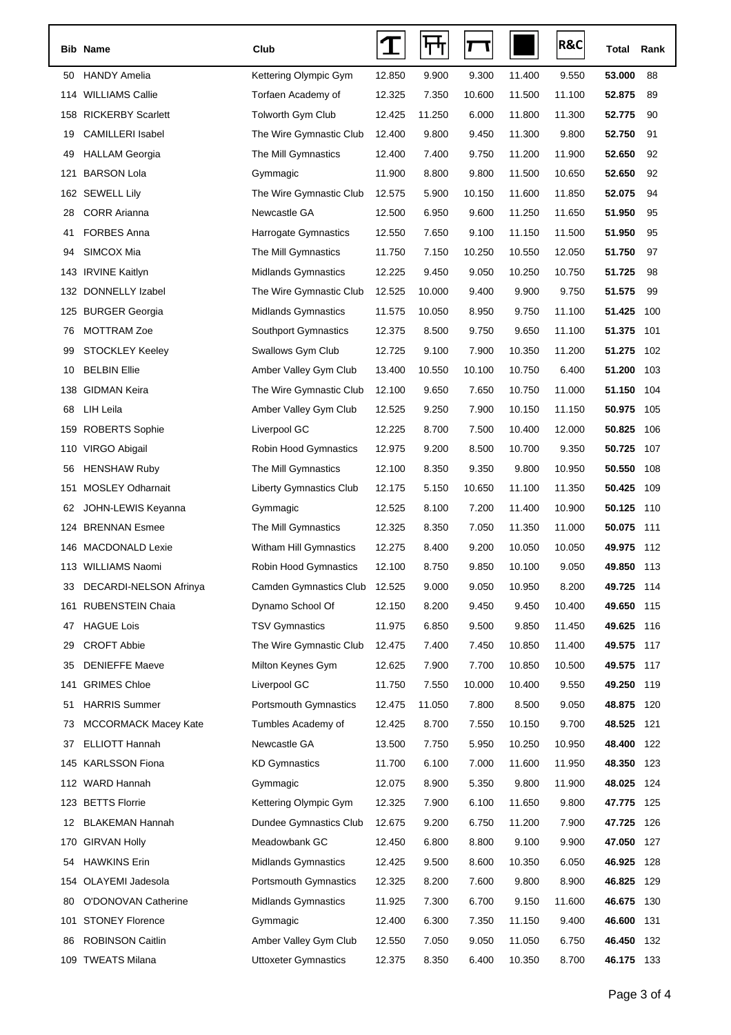| Bib | Name | Club | | | | | R&C | Total | Rank |
|---|---|---|---|---|---|---|---|---|---|
| 50 | HANDY Amelia | Kettering Olympic Gym | 12.850 | 9.900 | 9.300 | 11.400 | 9.550 | **53.000** | 88 |
| 114 | WILLIAMS Callie | Torfaen Academy of | 12.325 | 7.350 | 10.600 | 11.500 | 11.100 | **52.875** | 89 |
| 158 | RICKERBY Scarlett | Tolworth Gym Club | 12.425 | 11.250 | 6.000 | 11.800 | 11.300 | **52.775** | 90 |
| 19 | CAMILLERI Isabel | The Wire Gymnastic Club | 12.400 | 9.800 | 9.450 | 11.300 | 9.800 | **52.750** | 91 |
| 49 | HALLAM Georgia | The Mill Gymnastics | 12.400 | 7.400 | 9.750 | 11.200 | 11.900 | **52.650** | 92 |
| 121 | BARSON Lola | Gymmagic | 11.900 | 8.800 | 9.800 | 11.500 | 10.650 | **52.650** | 92 |
| 162 | SEWELL Lily | The Wire Gymnastic Club | 12.575 | 5.900 | 10.150 | 11.600 | 11.850 | **52.075** | 94 |
| 28 | CORR Arianna | Newcastle GA | 12.500 | 6.950 | 9.600 | 11.250 | 11.650 | **51.950** | 95 |
| 41 | FORBES Anna | Harrogate Gymnastics | 12.550 | 7.650 | 9.100 | 11.150 | 11.500 | **51.950** | 95 |
| 94 | SIMCOX Mia | The Mill Gymnastics | 11.750 | 7.150 | 10.250 | 10.550 | 12.050 | **51.750** | 97 |
| 143 | IRVINE Kaitlyn | Midlands Gymnastics | 12.225 | 9.450 | 9.050 | 10.250 | 10.750 | **51.725** | 98 |
| 132 | DONNELLY Izabel | The Wire Gymnastic Club | 12.525 | 10.000 | 9.400 | 9.900 | 9.750 | **51.575** | 99 |
| 125 | BURGER Georgia | Midlands Gymnastics | 11.575 | 10.050 | 8.950 | 9.750 | 11.100 | **51.425** | 100 |
| 76 | MOTTRAM Zoe | Southport Gymnastics | 12.375 | 8.500 | 9.750 | 9.650 | 11.100 | **51.375** | 101 |
| 99 | STOCKLEY Keeley | Swallows Gym Club | 12.725 | 9.100 | 7.900 | 10.350 | 11.200 | **51.275** | 102 |
| 10 | BELBIN Ellie | Amber Valley Gym Club | 13.400 | 10.550 | 10.100 | 10.750 | 6.400 | **51.200** | 103 |
| 138 | GIDMAN Keira | The Wire Gymnastic Club | 12.100 | 9.650 | 7.650 | 10.750 | 11.000 | **51.150** | 104 |
| 68 | LIH Leila | Amber Valley Gym Club | 12.525 | 9.250 | 7.900 | 10.150 | 11.150 | **50.975** | 105 |
| 159 | ROBERTS Sophie | Liverpool GC | 12.225 | 8.700 | 7.500 | 10.400 | 12.000 | **50.825** | 106 |
| 110 | VIRGO Abigail | Robin Hood Gymnastics | 12.975 | 9.200 | 8.500 | 10.700 | 9.350 | **50.725** | 107 |
| 56 | HENSHAW Ruby | The Mill Gymnastics | 12.100 | 8.350 | 9.350 | 9.800 | 10.950 | **50.550** | 108 |
| 151 | MOSLEY Odharnait | Liberty Gymnastics Club | 12.175 | 5.150 | 10.650 | 11.100 | 11.350 | **50.425** | 109 |
| 62 | JOHN-LEWIS Keyanna | Gymmagic | 12.525 | 8.100 | 7.200 | 11.400 | 10.900 | **50.125** | 110 |
| 124 | BRENNAN Esmee | The Mill Gymnastics | 12.325 | 8.350 | 7.050 | 11.350 | 11.000 | **50.075** | 111 |
| 146 | MACDONALD Lexie | Witham Hill Gymnastics | 12.275 | 8.400 | 9.200 | 10.050 | 10.050 | **49.975** | 112 |
| 113 | WILLIAMS Naomi | Robin Hood Gymnastics | 12.100 | 8.750 | 9.850 | 10.100 | 9.050 | **49.850** | 113 |
| 33 | DECARDI-NELSON Afrinya | Camden Gymnastics Club | 12.525 | 9.000 | 9.050 | 10.950 | 8.200 | **49.725** | 114 |
| 161 | RUBENSTEIN Chaia | Dynamo School Of | 12.150 | 8.200 | 9.450 | 9.450 | 10.400 | **49.650** | 115 |
| 47 | HAGUE Lois | TSV Gymnastics | 11.975 | 6.850 | 9.500 | 9.850 | 11.450 | **49.625** | 116 |
| 29 | CROFT Abbie | The Wire Gymnastic Club | 12.475 | 7.400 | 7.450 | 10.850 | 11.400 | **49.575** | 117 |
| 35 | DENIEFFE Maeve | Milton Keynes Gym | 12.625 | 7.900 | 7.700 | 10.850 | 10.500 | **49.575** | 117 |
| 141 | GRIMES Chloe | Liverpool GC | 11.750 | 7.550 | 10.000 | 10.400 | 9.550 | **49.250** | 119 |
| 51 | HARRIS Summer | Portsmouth Gymnastics | 12.475 | 11.050 | 7.800 | 8.500 | 9.050 | **48.875** | 120 |
| 73 | MCCORMACK Macey Kate | Tumbles Academy of | 12.425 | 8.700 | 7.550 | 10.150 | 9.700 | **48.525** | 121 |
| 37 | ELLIOTT Hannah | Newcastle GA | 13.500 | 7.750 | 5.950 | 10.250 | 10.950 | **48.400** | 122 |
| 145 | KARLSSON Fiona | KD Gymnastics | 11.700 | 6.100 | 7.000 | 11.600 | 11.950 | **48.350** | 123 |
| 112 | WARD Hannah | Gymmagic | 12.075 | 8.900 | 5.350 | 9.800 | 11.900 | **48.025** | 124 |
| 123 | BETTS Florrie | Kettering Olympic Gym | 12.325 | 7.900 | 6.100 | 11.650 | 9.800 | **47.775** | 125 |
| 12 | BLAKEMAN Hannah | Dundee Gymnastics Club | 12.675 | 9.200 | 6.750 | 11.200 | 7.900 | **47.725** | 126 |
| 170 | GIRVAN Holly | Meadowbank GC | 12.450 | 6.800 | 8.800 | 9.100 | 9.900 | **47.050** | 127 |
| 54 | HAWKINS Erin | Midlands Gymnastics | 12.425 | 9.500 | 8.600 | 10.350 | 6.050 | **46.925** | 128 |
| 154 | OLAYEMI Jadesola | Portsmouth Gymnastics | 12.325 | 8.200 | 7.600 | 9.800 | 8.900 | **46.825** | 129 |
| 80 | O'DONOVAN Catherine | Midlands Gymnastics | 11.925 | 7.300 | 6.700 | 9.150 | 11.600 | **46.675** | 130 |
| 101 | STONEY Florence | Gymmagic | 12.400 | 6.300 | 7.350 | 11.150 | 9.400 | **46.600** | 131 |
| 86 | ROBINSON Caitlin | Amber Valley Gym Club | 12.550 | 7.050 | 9.050 | 11.050 | 6.750 | **46.450** | 132 |
| 109 | TWEATS Milana | Uttoxeter Gymnastics | 12.375 | 8.350 | 6.400 | 10.350 | 8.700 | **46.175** | 133 |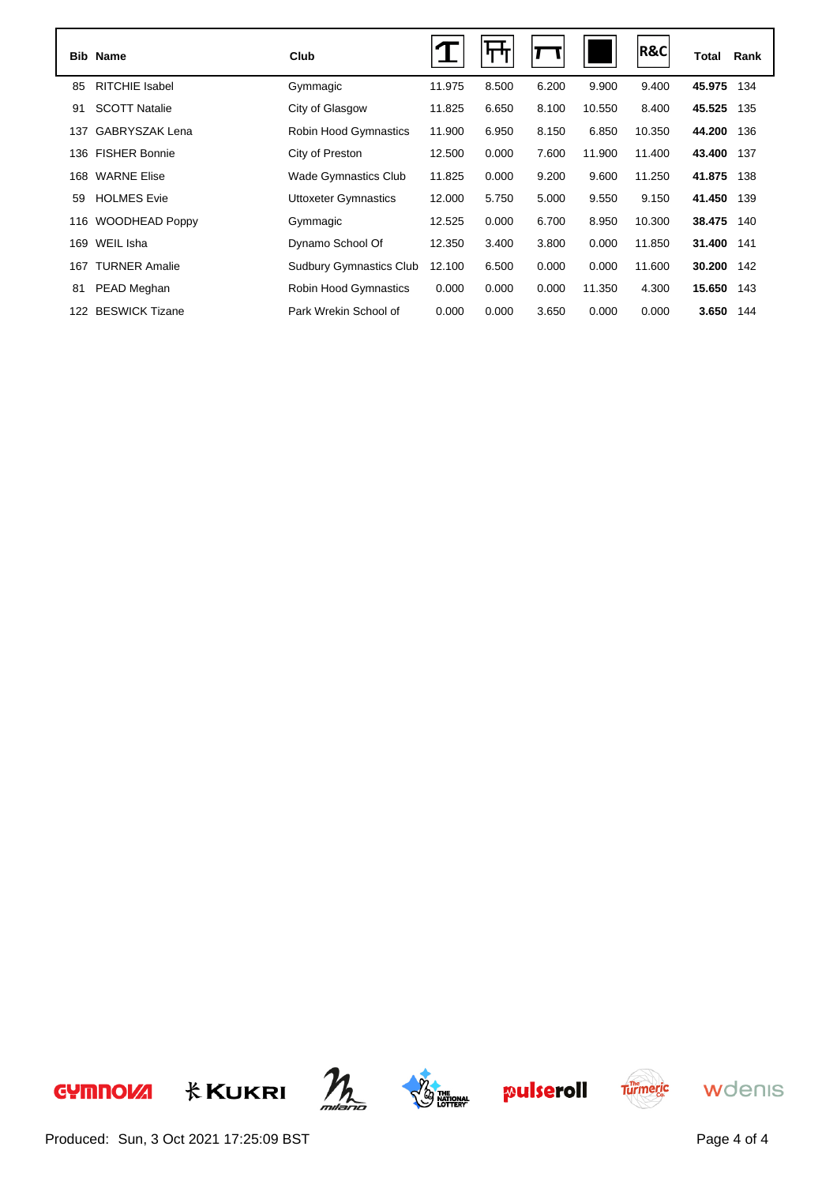| Bib | Name | Club | | | | | R&C | Total | Rank |
|---|---|---|---|---|---|---|---|---|---|
| 85 | RITCHIE Isabel | Gymmagic | 11.975 | 8.500 | 6.200 | 9.900 | 9.400 | **45.975** | 134 |
| 91 | SCOTT Natalie | City of Glasgow | 11.825 | 6.650 | 8.100 | 10.550 | 8.400 | **45.525** | 135 |
| 137 | GABRYSZAK Lena | Robin Hood Gymnastics | 11.900 | 6.950 | 8.150 | 6.850 | 10.350 | **44.200** | 136 |
| 136 | FISHER Bonnie | City of Preston | 12.500 | 0.000 | 7.600 | 11.900 | 11.400 | **43.400** | 137 |
| 168 | WARNE Elise | Wade Gymnastics Club | 11.825 | 0.000 | 9.200 | 9.600 | 11.250 | **41.875** | 138 |
| 59 | HOLMES Evie | Uttoxeter Gymnastics | 12.000 | 5.750 | 5.000 | 9.550 | 9.150 | **41.450** | 139 |
| 116 | WOODHEAD Poppy | Gymmagic | 12.525 | 0.000 | 6.700 | 8.950 | 10.300 | **38.475** | 140 |
| 169 | WEIL Isha | Dynamo School Of | 12.350 | 3.400 | 3.800 | 0.000 | 11.850 | **31.400** | 141 |
| 167 | TURNER Amalie | Sudbury Gymnastics Club | 12.100 | 6.500 | 0.000 | 0.000 | 11.600 | **30.200** | 142 |
| 81 | PEAD Meghan | Robin Hood Gymnastics | 0.000 | 0.000 | 0.000 | 11.350 | 4.300 | **15.650** | 143 |
| 122 | BESWICK Tizane | Park Wrekin School of | 0.000 | 0.000 | 3.650 | 0.000 | 0.000 | **3.650** | 144 |

Produced: Sun, 3 Oct 2021 17:25:09 BST